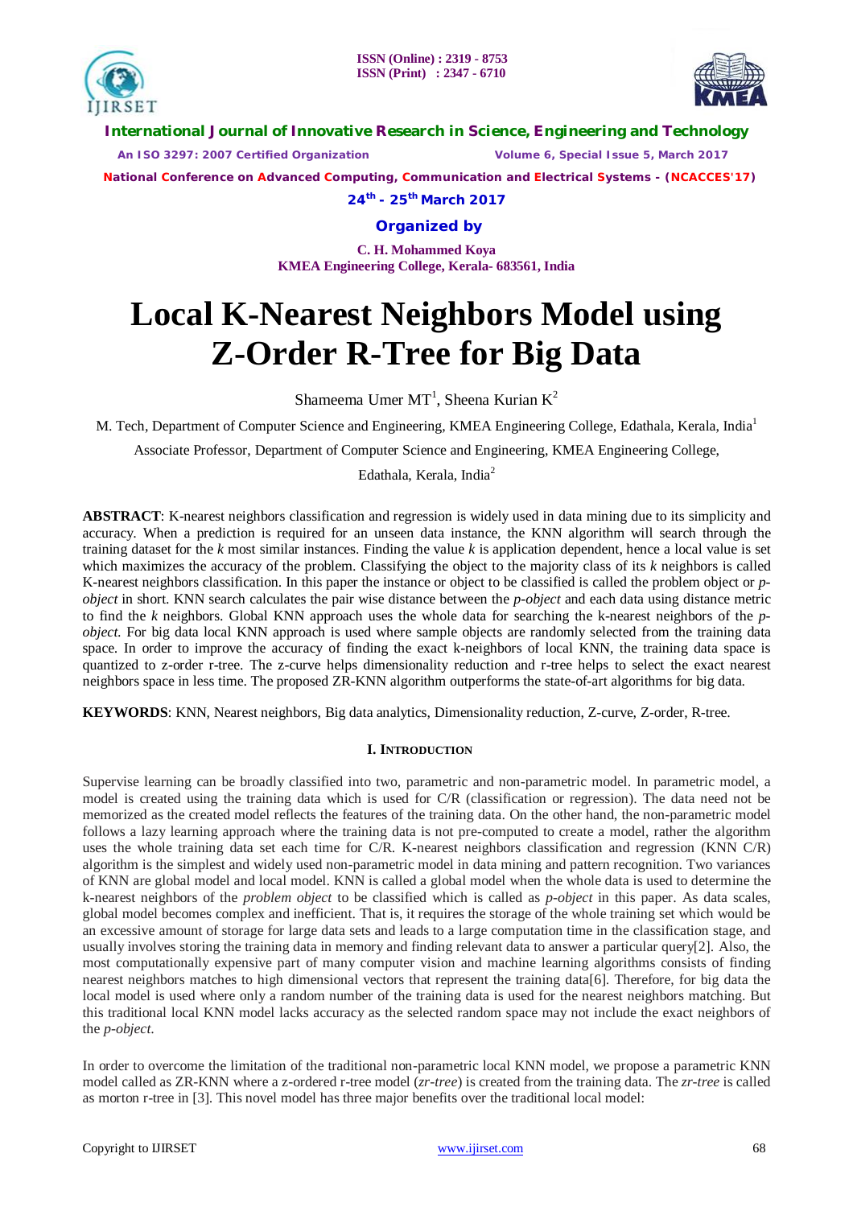# Local K-Nearest Neighbors Model using Z-Order R-Tree for Big Data

Shameema Umer MT[1], Sheena Kurian K[2]

M. Tech, Department of Computer Science and Engineering, KMEA Engineering College, Edathala, Kerala, India[1]

Associate Professor, Department of Computer Science and Engineering, KMEA Engineering College, Edathala, Kerala, India[2]

**ABSTRACT**: K-nearest neighbors classification and regression is widely used in data mining due to its simplicity and accuracy. When a prediction is required for an unseen data instance, the KNN algorithm will search through the training dataset for the *k* most similar instances. Finding the value *k* is application dependent, hence a local value is set which maximizes the accuracy of the problem. Classifying the object to the majority class of its *k* neighbors is called K-nearest neighbors classification. In this paper the instance or object to be classified is called the problem object or *p-object* in short. KNN search calculates the pair wise distance between the *p-object* and each data using distance metric to find the *k* neighbors. Global KNN approach uses the whole data for searching the k-nearest neighbors of the *p-object*. For big data local KNN approach is used where sample objects are randomly selected from the training data space. In order to improve the accuracy of finding the exact k-neighbors of local KNN, the training data space is quantized to z-order r-tree. The z-curve helps dimensionality reduction and r-tree helps to select the exact nearest neighbors space in less time. The proposed ZR-KNN algorithm outperforms the state-of-art algorithms for big data.

**KEYWORDS**: KNN, Nearest neighbors, Big data analytics, Dimensionality reduction, Z-curve, Z-order, R-tree.

## I. INTRODUCTION

Supervise learning can be broadly classified into two, parametric and non-parametric model. In parametric model, a model is created using the training data which is used for C/R (classification or regression). The data need not be memorized as the created model reflects the features of the training data. On the other hand, the non-parametric model follows a lazy learning approach where the training data is not pre-computed to create a model, rather the algorithm uses the whole training data set each time for C/R. K-nearest neighbors classification and regression (KNN C/R) algorithm is the simplest and widely used non-parametric model in data mining and pattern recognition. Two variances of KNN are global model and local model. KNN is called a global model when the whole data is used to determine the k-nearest neighbors of the *problem object* to be classified which is called as *p-object* in this paper. As data scales, global model becomes complex and inefficient. That is, it requires the storage of the whole training set which would be an excessive amount of storage for large data sets and leads to a large computation time in the classification stage, and usually involves storing the training data in memory and finding relevant data to answer a particular query[2]. Also, the most computationally expensive part of many computer vision and machine learning algorithms consists of finding nearest neighbors matches to high dimensional vectors that represent the training data[6]. Therefore, for big data the local model is used where only a random number of the training data is used for the nearest neighbors matching. But this traditional local KNN model lacks accuracy as the selected random space may not include the exact neighbors of the *p-object*.

In order to overcome the limitation of the traditional non-parametric local KNN model, we propose a parametric KNN model called as ZR-KNN where a z-ordered r-tree model (*zr-tree*) is created from the training data. The *zr-tree* is called as morton r-tree in [3]. This novel model has three major benefits over the traditional local model: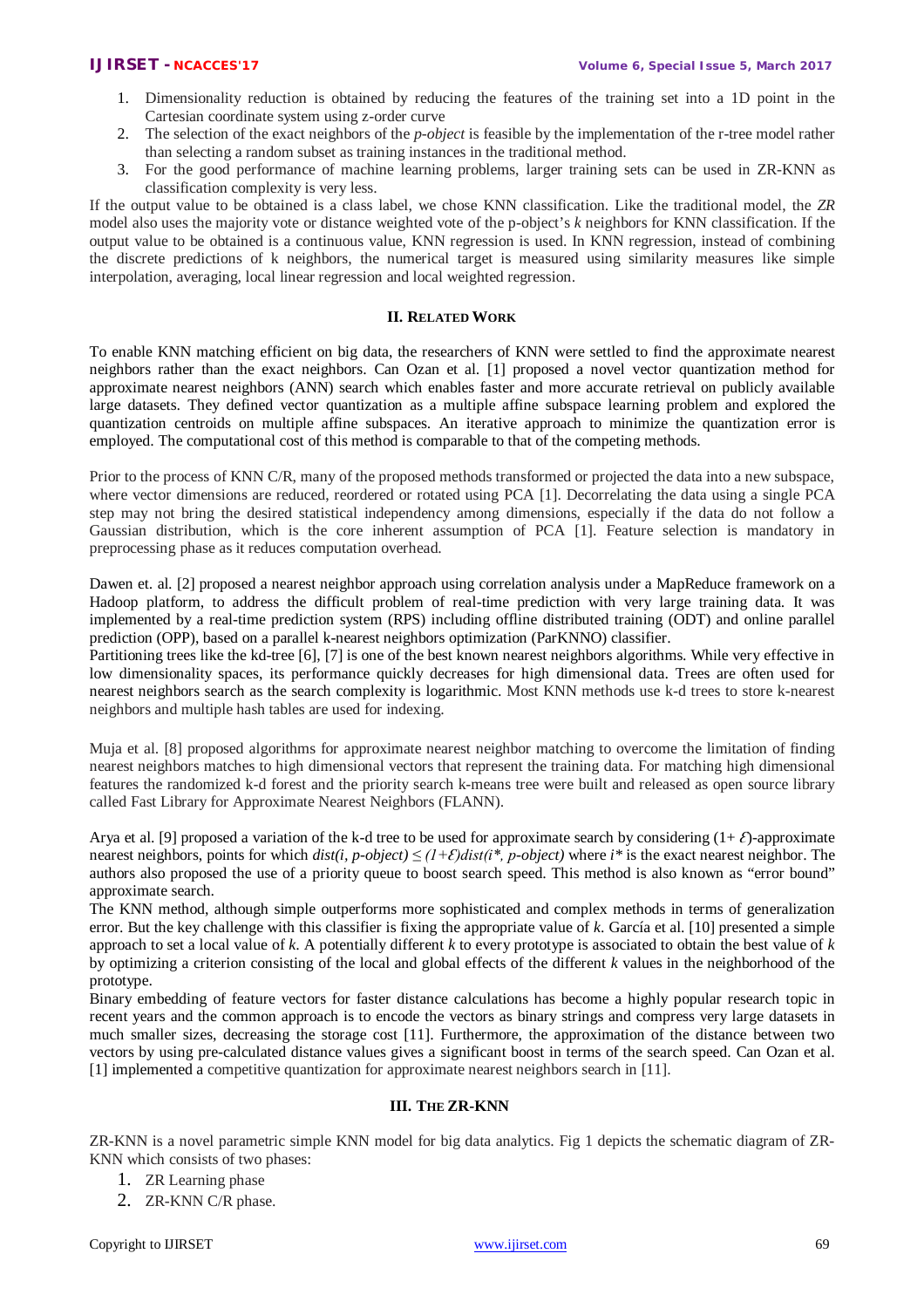1. Dimensionality reduction is obtained by reducing the features of the training set into a 1D point in the Cartesian coordinate system using z-order curve
2. The selection of the exact neighbors of the *p-object* is feasible by the implementation of the r-tree model rather than selecting a random subset as training instances in the traditional method.
3. For the good performance of machine learning problems, larger training sets can be used in ZR-KNN as classification complexity is very less.

If the output value to be obtained is a class label, we chose KNN classification. Like the traditional model, the *ZR* model also uses the majority vote or distance weighted vote of the p-object's *k* neighbors for KNN classification. If the output value to be obtained is a continuous value, KNN regression is used. In KNN regression, instead of combining the discrete predictions of k neighbors, the numerical target is measured using similarity measures like simple interpolation, averaging, local linear regression and local weighted regression.

## II. RELATED WORK

To enable KNN matching efficient on big data, the researchers of KNN were settled to find the approximate nearest neighbors rather than the exact neighbors. Can Ozan et al. [1] proposed a novel vector quantization method for approximate nearest neighbors (ANN) search which enables faster and more accurate retrieval on publicly available large datasets. They defined vector quantization as a multiple affine subspace learning problem and explored the quantization centroids on multiple affine subspaces. An iterative approach to minimize the quantization error is employed. The computational cost of this method is comparable to that of the competing methods.

Prior to the process of KNN C/R, many of the proposed methods transformed or projected the data into a new subspace, where vector dimensions are reduced, reordered or rotated using PCA [1]. Decorrelating the data using a single PCA step may not bring the desired statistical independency among dimensions, especially if the data do not follow a Gaussian distribution, which is the core inherent assumption of PCA [1]. Feature selection is mandatory in preprocessing phase as it reduces computation overhead.

Dawen et. al. [2] proposed a nearest neighbor approach using correlation analysis under a MapReduce framework on a Hadoop platform, to address the difficult problem of real-time prediction with very large training data. It was implemented by a real-time prediction system (RPS) including offline distributed training (ODT) and online parallel prediction (OPP), based on a parallel k-nearest neighbors optimization (ParKNNO) classifier.

Partitioning trees like the kd-tree [6], [7] is one of the best known nearest neighbors algorithms. While very effective in low dimensionality spaces, its performance quickly decreases for high dimensional data. Trees are often used for nearest neighbors search as the search complexity is logarithmic. Most KNN methods use k-d trees to store k-nearest neighbors and multiple hash tables are used for indexing.

Muja et al. [8] proposed algorithms for approximate nearest neighbor matching to overcome the limitation of finding nearest neighbors matches to high dimensional vectors that represent the training data. For matching high dimensional features the randomized k-d forest and the priority search k-means tree were built and released as open source library called Fast Library for Approximate Nearest Neighbors (FLANN).

Arya et al. [9] proposed a variation of the k-d tree to be used for approximate search by considering $(1+\mathcal{E})$-approximate nearest neighbors, points for which $dist(i, p\text{-}object) \leq (1+\mathcal{E})dist(i^*, p\text{-}object)$ where $i^*$ is the exact nearest neighbor. The authors also proposed the use of a priority queue to boost search speed. This method is also known as "error bound" approximate search.

The KNN method, although simple outperforms more sophisticated and complex methods in terms of generalization error. But the key challenge with this classifier is fixing the appropriate value of *k*. García et al. [10] presented a simple approach to set a local value of *k*. A potentially different *k* to every prototype is associated to obtain the best value of *k* by optimizing a criterion consisting of the local and global effects of the different *k* values in the neighborhood of the prototype.

Binary embedding of feature vectors for faster distance calculations has become a highly popular research topic in recent years and the common approach is to encode the vectors as binary strings and compress very large datasets in much smaller sizes, decreasing the storage cost [11]. Furthermore, the approximation of the distance between two vectors by using pre-calculated distance values gives a significant boost in terms of the search speed. Can Ozan et al. [1] implemented a competitive quantization for approximate nearest neighbors search in [11].

## III. THE ZR-KNN

ZR-KNN is a novel parametric simple KNN model for big data analytics. Fig 1 depicts the schematic diagram of ZR-KNN which consists of two phases:

1. ZR Learning phase
2. ZR-KNN C/R phase.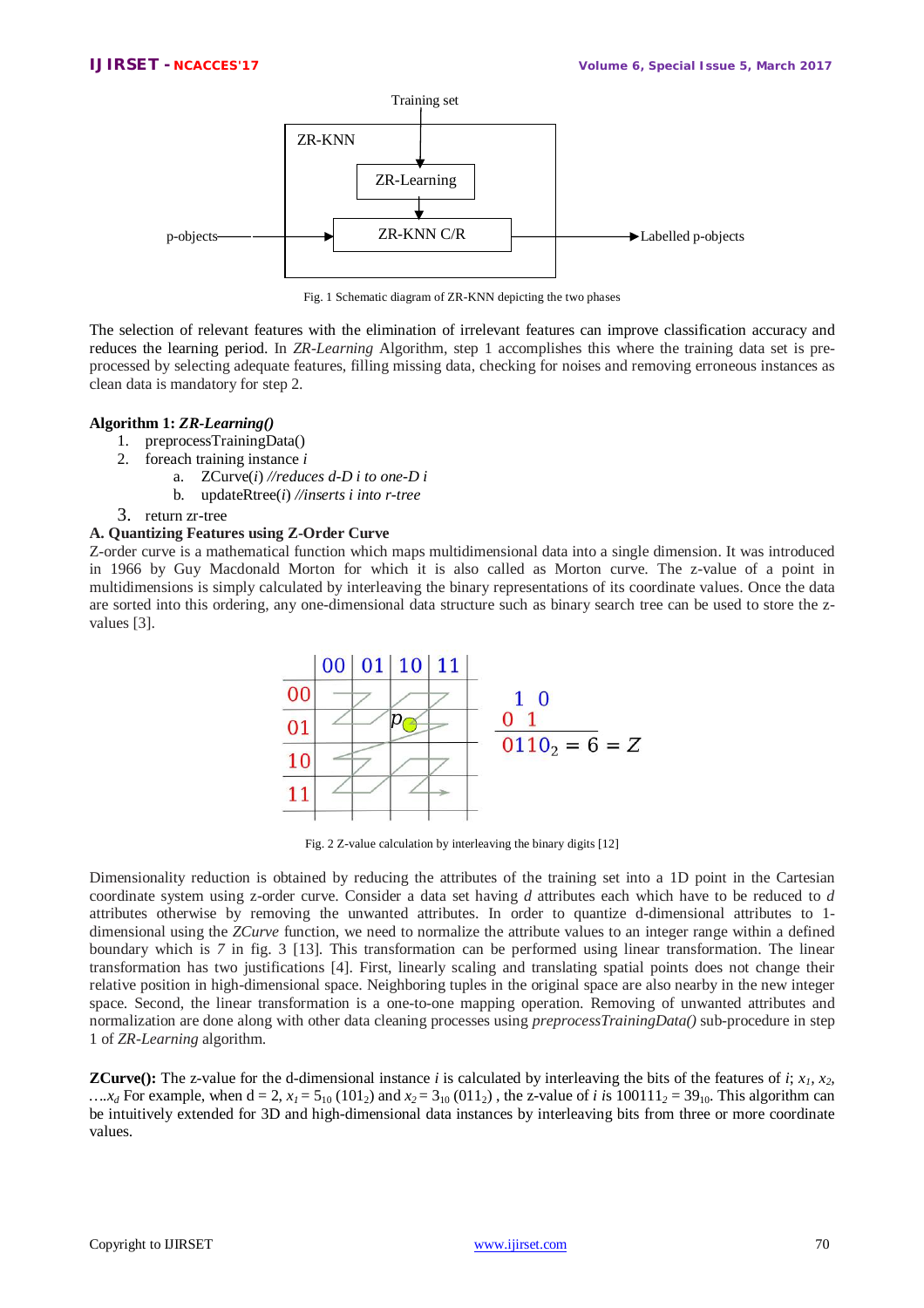Fig. 1 Schematic diagram of ZR-KNN depicting the two phases

The selection of relevant features with the elimination of irrelevant features can improve classification accuracy and reduces the learning period. In *ZR-Learning* Algorithm, step 1 accomplishes this where the training data set is pre-processed by selecting adequate features, filling missing data, checking for noises and removing erroneous instances as clean data is mandatory for step 2.

**Algorithm 1: *ZR-Learning()***

1. preprocessTrainingData()
2. foreach training instance *i*
   a. ZCurve(*i*) *//reduces d-D i to one-D i*
   b. updateRtree(*i*) *//inserts i into r-tree*
3. return zr-tree

### A. Quantizing Features using Z-Order Curve

Z-order curve is a mathematical function which maps multidimensional data into a single dimension. It was introduced in 1966 by Guy Macdonald Morton for which it is also called as Morton curve. The z-value of a point in multidimensions is simply calculated by interleaving the binary representations of its coordinate values. Once the data are sorted into this ordering, any one-dimensional data structure such as binary search tree can be used to store the z-values [3].

Fig. 2 Z-value calculation by interleaving the binary digits [12]

Dimensionality reduction is obtained by reducing the attributes of the training set into a 1D point in the Cartesian coordinate system using z-order curve. Consider a data set having *d* attributes each which have to be reduced to *d* attributes otherwise by removing the unwanted attributes. In order to quantize d-dimensional attributes to 1-dimensional using the *ZCurve* function, we need to normalize the attribute values to an integer range within a defined boundary which is *7* in fig. 3 [13]. This transformation can be performed using linear transformation. The linear transformation has two justifications [4]. First, linearly scaling and translating spatial points does not change their relative position in high-dimensional space. Neighboring tuples in the original space are also nearby in the new integer space. Second, the linear transformation is a one-to-one mapping operation. Removing of unwanted attributes and normalization are done along with other data cleaning processes using *preprocessTrainingData()* sub-procedure in step 1 of *ZR-Learning* algorithm.

**ZCurve():** The z-value for the d-dimensional instance *i* is calculated by interleaving the bits of the features of *i*; $x_1$, $x_2$, ….$x_d$ For example, when d = 2, $x_1 = 5_{10}$ ($101_2$) and $x_2 = 3_{10}$ ($011_2$) , the z-value of *i* is $100111_2 = 39_{10}$. This algorithm can be intuitively extended for 3D and high-dimensional data instances by interleaving bits from three or more coordinate values.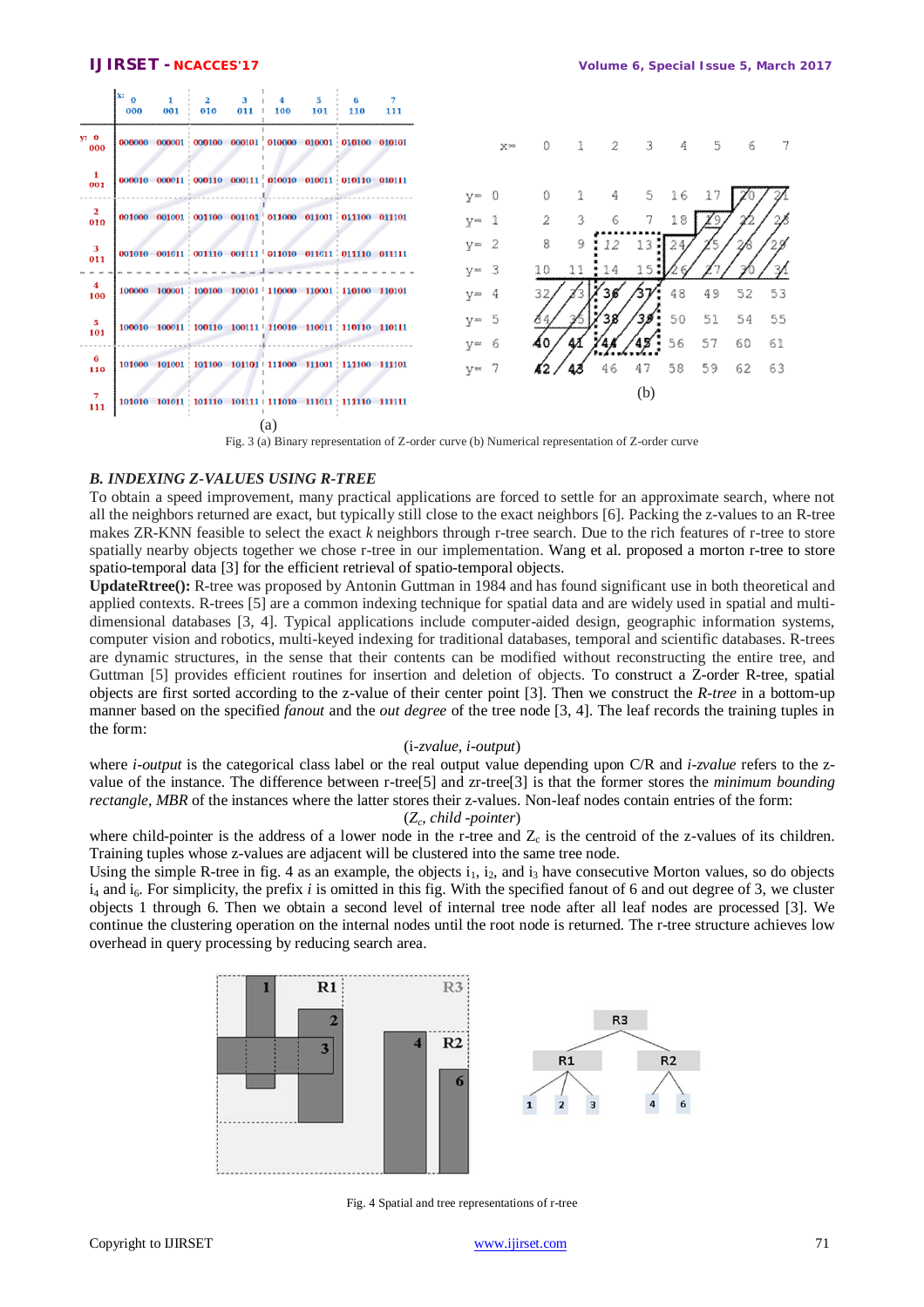Fig. 3 (a) Binary representation of Z-order curve (b) Numerical representation of Z-order curve

### *B. INDEXING Z-VALUES USING R-TREE*

To obtain a speed improvement, many practical applications are forced to settle for an approximate search, where not all the neighbors returned are exact, but typically still close to the exact neighbors [6]. Packing the z-values to an R-tree makes ZR-KNN feasible to select the exact *k* neighbors through r-tree search. Due to the rich features of r-tree to store spatially nearby objects together we chose r-tree in our implementation. Wang et al. proposed a morton r-tree to store spatio-temporal data [3] for the efficient retrieval of spatio-temporal objects.

**UpdateRtree():** R-tree was proposed by Antonin Guttman in 1984 and has found significant use in both theoretical and applied contexts. R-trees [5] are a common indexing technique for spatial data and are widely used in spatial and multi-dimensional databases [3, 4]. Typical applications include computer-aided design, geographic information systems, computer vision and robotics, multi-keyed indexing for traditional databases, temporal and scientific databases. R-trees are dynamic structures, in the sense that their contents can be modified without reconstructing the entire tree, and Guttman [5] provides efficient routines for insertion and deletion of objects. To construct a Z-order R-tree, spatial objects are first sorted according to the z-value of their center point [3]. Then we construct the *R-tree* in a bottom-up manner based on the specified *fanout* and the *out degree* of the tree node [3, 4]. The leaf records the training tuples in the form:

(i-*zvalue*, *i-output*)

where *i-output* is the categorical class label or the real output value depending upon C/R and *i-zvalue* refers to the z-value of the instance. The difference between r-tree[5] and zr-tree[3] is that the former stores the *minimum bounding rectangle, MBR* of the instances where the latter stores their z-values. Non-leaf nodes contain entries of the form:

($Z_c$, *child -pointer*)

where child-pointer is the address of a lower node in the r-tree and $Z_c$ is the centroid of the z-values of its children. Training tuples whose z-values are adjacent will be clustered into the same tree node.

Using the simple R-tree in fig. 4 as an example, the objects $i_1$, $i_2$, and $i_3$ have consecutive Morton values, so do objects $i_4$ and $i_6$. For simplicity, the prefix *i* is omitted in this fig. With the specified fanout of 6 and out degree of 3, we cluster objects 1 through 6. Then we obtain a second level of internal tree node after all leaf nodes are processed [3]. We continue the clustering operation on the internal nodes until the root node is returned. The r-tree structure achieves low overhead in query processing by reducing search area.

Fig. 4 Spatial and tree representations of r-tree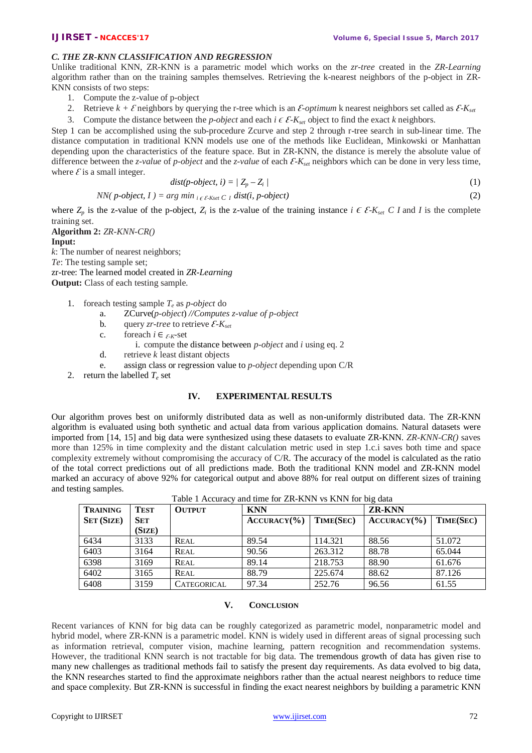### *C. THE ZR-KNN CLASSIFICATION AND REGRESSION*

Unlike traditional KNN, ZR-KNN is a parametric model which works on the *zr-tree* created in the *ZR-Learning* algorithm rather than on the training samples themselves. Retrieving the k-nearest neighbors of the p-object in ZR-KNN consists of two steps:

1. Compute the z-value of p-object
2. Retrieve $k + \mathcal{E}$ neighbors by querying the r-tree which is an $\mathcal{E}$-*optimum* k nearest neighbors set called as $\mathcal{E}$-$K_{set}$
3. Compute the distance between the *p-object* and each $i \in \mathcal{E}$-$K_{set}$ object to find the exact *k* neighbors.

Step 1 can be accomplished using the sub-procedure Zcurve and step 2 through r-tree search in sub-linear time. The distance computation in traditional KNN models use one of the methods like Euclidean, Minkowski or Manhattan depending upon the characteristics of the feature space. But in ZR-KNN, the distance is merely the absolute value of difference between the *z-value* of *p-object* and the *z-value* of each $\mathcal{E}$-$K_{set}$ neighbors which can be done in very less time, where $\mathcal{E}$ is a small integer.

$$dist(p\text{-}object, i) = | Z_p - Z_i | \tag{1}$$

$$NN( p\text{-}object, I ) = arg\ min_{\ i \in \mathcal{E}\text{-}Kset\ C\ I}\ dist(i, p\text{-}object) \tag{2}$$

where $Z_p$ is the z-value of the p-object, $Z_i$ is the z-value of the training instance $i \in \mathcal{E}$-$K_{set}$ $C$ $I$ and $I$ is the complete training set.

**Algorithm 2:** *ZR-KNN-CR()*

**Input:**

*k*: The number of nearest neighbors;

*Te*: The testing sample set;

zr-tree: The learned model created in *ZR-Learning*

**Output:** Class of each testing sample.

1. foreach testing sample $T_e$ as *p-object* do
   a. ZCurve(*p-object*) *//Computes z-value of p-object*
   b. query *zr-tree* to retrieve $\mathcal{E}$-$K_{set}$
   c. foreach $i \in {}_{\mathcal{E}\text{-}K}$-set
      i. compute the distance between *p-object* and *i* using eq. 2
   d. retrieve *k* least distant objects
   e. assign class or regression value to *p-object* depending upon C/R
2. return the labelled $T_e$ set

## IV. EXPERIMENTAL RESULTS

Our algorithm proves best on uniformly distributed data as well as non-uniformly distributed data. The ZR-KNN algorithm is evaluated using both synthetic and actual data from various application domains. Natural datasets were imported from [14, 15] and big data were synthesized using these datasets to evaluate ZR-KNN. *ZR-KNN-CR()* saves more than 125% in time complexity and the distant calculation metric used in step 1.c.i saves both time and space complexity extremely without compromising the accuracy of C/R. The accuracy of the model is calculated as the ratio of the total correct predictions out of all predictions made. Both the traditional KNN model and ZR-KNN model marked an accuracy of above 92% for categorical output and above 88% for real output on different sizes of training and testing samples.

Table 1 Accuracy and time for ZR-KNN vs KNN for big data

| Training Set (Size) | Test Set (Size) | Output | KNN | | ZR-KNN | |
|---|---|---|---|---|---|---|
| | | | Accuracy(%) | Time(Sec) | Accuracy(%) | Time(Sec) |
| 6434 | 3133 | Real | 89.54 | 114.321 | 88.56 | 51.072 |
| 6403 | 3164 | Real | 90.56 | 263.312 | 88.78 | 65.044 |
| 6398 | 3169 | Real | 89.14 | 218.753 | 88.90 | 61.676 |
| 6402 | 3165 | Real | 88.79 | 225.674 | 88.62 | 87.126 |
| 6408 | 3159 | Categorical | 97.34 | 252.76 | 96.56 | 61.55 |

## V. Conclusion

Recent variances of KNN for big data can be roughly categorized as parametric model, nonparametric model and hybrid model, where ZR-KNN is a parametric model. KNN is widely used in different areas of signal processing such as information retrieval, computer vision, machine learning, pattern recognition and recommendation systems. However, the traditional KNN search is not tractable for big data. The tremendous growth of data has given rise to many new challenges as traditional methods fail to satisfy the present day requirements. As data evolved to big data, the KNN researches started to find the approximate neighbors rather than the actual nearest neighbors to reduce time and space complexity. But ZR-KNN is successful in finding the exact nearest neighbors by building a parametric KNN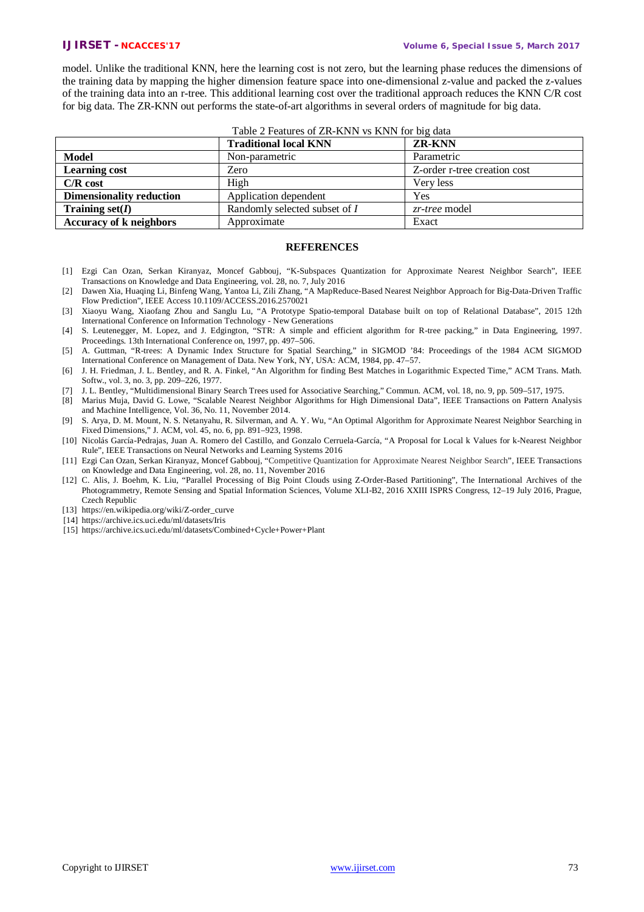model. Unlike the traditional KNN, here the learning cost is not zero, but the learning phase reduces the dimensions of the training data by mapping the higher dimension feature space into one-dimensional z-value and packed the z-values of the training data into an r-tree. This additional learning cost over the traditional approach reduces the KNN C/R cost for big data. The ZR-KNN out performs the state-of-art algorithms in several orders of magnitude for big data.

Table 2 Features of ZR-KNN vs KNN for big data

| | **Traditional local KNN** | **ZR-KNN** |
|---|---|---|
| **Model** | Non-parametric | Parametric |
| **Learning cost** | Zero | Z-order r-tree creation cost |
| **C/R cost** | High | Very less |
| **Dimensionality reduction** | Application dependent | Yes |
| **Training set($I$)** | Randomly selected subset of $I$ | *zr-tree* model |
| **Accuracy of k neighbors** | Approximate | Exact |

## REFERENCES

[1] Ezgi Can Ozan, Serkan Kiranyaz, Moncef Gabbouj, "K-Subspaces Quantization for Approximate Nearest Neighbor Search", IEEE Transactions on Knowledge and Data Engineering, vol. 28, no. 7, July 2016

[2] Dawen Xia, Huaqing Li, Binfeng Wang, Yantoa Li, Zili Zhang, "A MapReduce-Based Nearest Neighbor Approach for Big-Data-Driven Traffic Flow Prediction", IEEE Access 10.1109/ACCESS.2016.2570021

[3] Xiaoyu Wang, Xiaofang Zhou and Sanglu Lu, "A Prototype Spatio-temporal Database built on top of Relational Database", 2015 12th International Conference on Information Technology - New Generations

[4] S. Leutenegger, M. Lopez, and J. Edgington, "STR: A simple and efficient algorithm for R-tree packing," in Data Engineering, 1997. Proceedings. 13th International Conference on, 1997, pp. 497–506.

[5] A. Guttman, "R-trees: A Dynamic Index Structure for Spatial Searching," in SIGMOD '84: Proceedings of the 1984 ACM SIGMOD International Conference on Management of Data. New York, NY, USA: ACM, 1984, pp. 47–57.

[6] J. H. Friedman, J. L. Bentley, and R. A. Finkel, "An Algorithm for finding Best Matches in Logarithmic Expected Time," ACM Trans. Math. Softw., vol. 3, no. 3, pp. 209–226, 1977.

[7] J. L. Bentley, "Multidimensional Binary Search Trees used for Associative Searching," Commun. ACM, vol. 18, no. 9, pp. 509–517, 1975.

[8] Marius Muja, David G. Lowe, "Scalable Nearest Neighbor Algorithms for High Dimensional Data", IEEE Transactions on Pattern Analysis and Machine Intelligence, Vol. 36, No. 11, November 2014.

[9] S. Arya, D. M. Mount, N. S. Netanyahu, R. Silverman, and A. Y. Wu, "An Optimal Algorithm for Approximate Nearest Neighbor Searching in Fixed Dimensions," J. ACM, vol. 45, no. 6, pp. 891–923, 1998.

[10] Nicolás García-Pedrajas, Juan A. Romero del Castillo, and Gonzalo Cerruela-García, "A Proposal for Local k Values for k-Nearest Neighbor Rule", IEEE Transactions on Neural Networks and Learning Systems 2016

[11] Ezgi Can Ozan, Serkan Kiranyaz, Moncef Gabbouj, "Competitive Quantization for Approximate Nearest Neighbor Search", IEEE Transactions on Knowledge and Data Engineering, vol. 28, no. 11, November 2016

[12] C. Alis, J. Boehm, K. Liu, "Parallel Processing of Big Point Clouds using Z-Order-Based Partitioning", The International Archives of the Photogrammetry, Remote Sensing and Spatial Information Sciences, Volume XLI-B2, 2016 XXIII ISPRS Congress, 12–19 July 2016, Prague, Czech Republic

[13] https://en.wikipedia.org/wiki/Z-order_curve

[14] https://archive.ics.uci.edu/ml/datasets/Iris

[15] https://archive.ics.uci.edu/ml/datasets/Combined+Cycle+Power+Plant